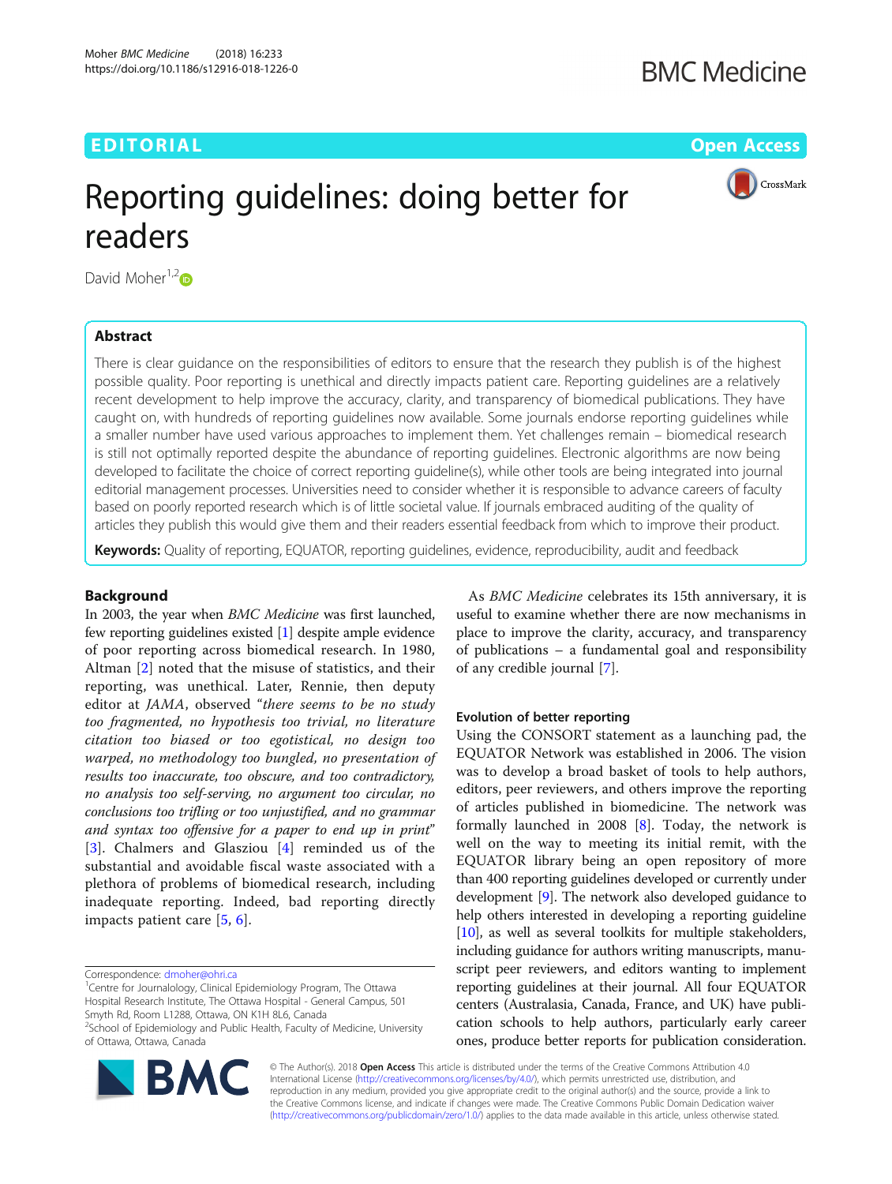EDITORIAL

Open Access

# Reporting guidelines: doing better for readers

David Moher[1,2]

## Abstract

There is clear guidance on the responsibilities of editors to ensure that the research they publish is of the highest possible quality. Poor reporting is unethical and directly impacts patient care. Reporting guidelines are a relatively recent development to help improve the accuracy, clarity, and transparency of biomedical publications. They have caught on, with hundreds of reporting guidelines now available. Some journals endorse reporting guidelines while a smaller number have used various approaches to implement them. Yet challenges remain – biomedical research is still not optimally reported despite the abundance of reporting guidelines. Electronic algorithms are now being developed to facilitate the choice of correct reporting guideline(s), while other tools are being integrated into journal editorial management processes. Universities need to consider whether it is responsible to advance careers of faculty based on poorly reported research which is of little societal value. If journals embraced auditing of the quality of articles they publish this would give them and their readers essential feedback from which to improve their product.

**Keywords:** Quality of reporting, EQUATOR, reporting guidelines, evidence, reproducibility, audit and feedback

## Background

In 2003, the year when *BMC Medicine* was first launched, few reporting guidelines existed [1] despite ample evidence of poor reporting across biomedical research. In 1980, Altman [2] noted that the misuse of statistics, and their reporting, was unethical. Later, Rennie, then deputy editor at *JAMA*, observed "*there seems to be no study too fragmented, no hypothesis too trivial, no literature citation too biased or too egotistical, no design too warped, no methodology too bungled, no presentation of results too inaccurate, too obscure, and too contradictory, no analysis too self-serving, no argument too circular, no conclusions too trifling or too unjustified, and no grammar and syntax too offensive for a paper to end up in print*" [3]. Chalmers and Glasziou [4] reminded us of the substantial and avoidable fiscal waste associated with a plethora of problems of biomedical research, including inadequate reporting. Indeed, bad reporting directly impacts patient care [5, 6].

As *BMC Medicine* celebrates its 15th anniversary, it is useful to examine whether there are now mechanisms in place to improve the clarity, accuracy, and transparency of publications – a fundamental goal and responsibility of any credible journal [7].

### Evolution of better reporting

Using the CONSORT statement as a launching pad, the EQUATOR Network was established in 2006. The vision was to develop a broad basket of tools to help authors, editors, peer reviewers, and others improve the reporting of articles published in biomedicine. The network was formally launched in 2008 [8]. Today, the network is well on the way to meeting its initial remit, with the EQUATOR library being an open repository of more than 400 reporting guidelines developed or currently under development [9]. The network also developed guidance to help others interested in developing a reporting guideline [10], as well as several toolkits for multiple stakeholders, including guidance for authors writing manuscripts, manuscript peer reviewers, and editors wanting to implement reporting guidelines at their journal. All four EQUATOR centers (Australasia, Canada, France, and UK) have publication schools to help authors, particularly early career ones, produce better reports for publication consideration.

Correspondence: dmoher@ohri.ca

[1]Centre for Journalology, Clinical Epidemiology Program, The Ottawa Hospital Research Institute, The Ottawa Hospital - General Campus, 501 Smyth Rd, Room L1288, Ottawa, ON K1H 8L6, Canada

[2]School of Epidemiology and Public Health, Faculty of Medicine, University of Ottawa, Ottawa, Canada

© The Author(s). 2018 **Open Access** This article is distributed under the terms of the Creative Commons Attribution 4.0 International License (http://creativecommons.org/licenses/by/4.0/), which permits unrestricted use, distribution, and reproduction in any medium, provided you give appropriate credit to the original author(s) and the source, provide a link to the Creative Commons license, and indicate if changes were made. The Creative Commons Public Domain Dedication waiver (http://creativecommons.org/publicdomain/zero/1.0/) applies to the data made available in this article, unless otherwise stated.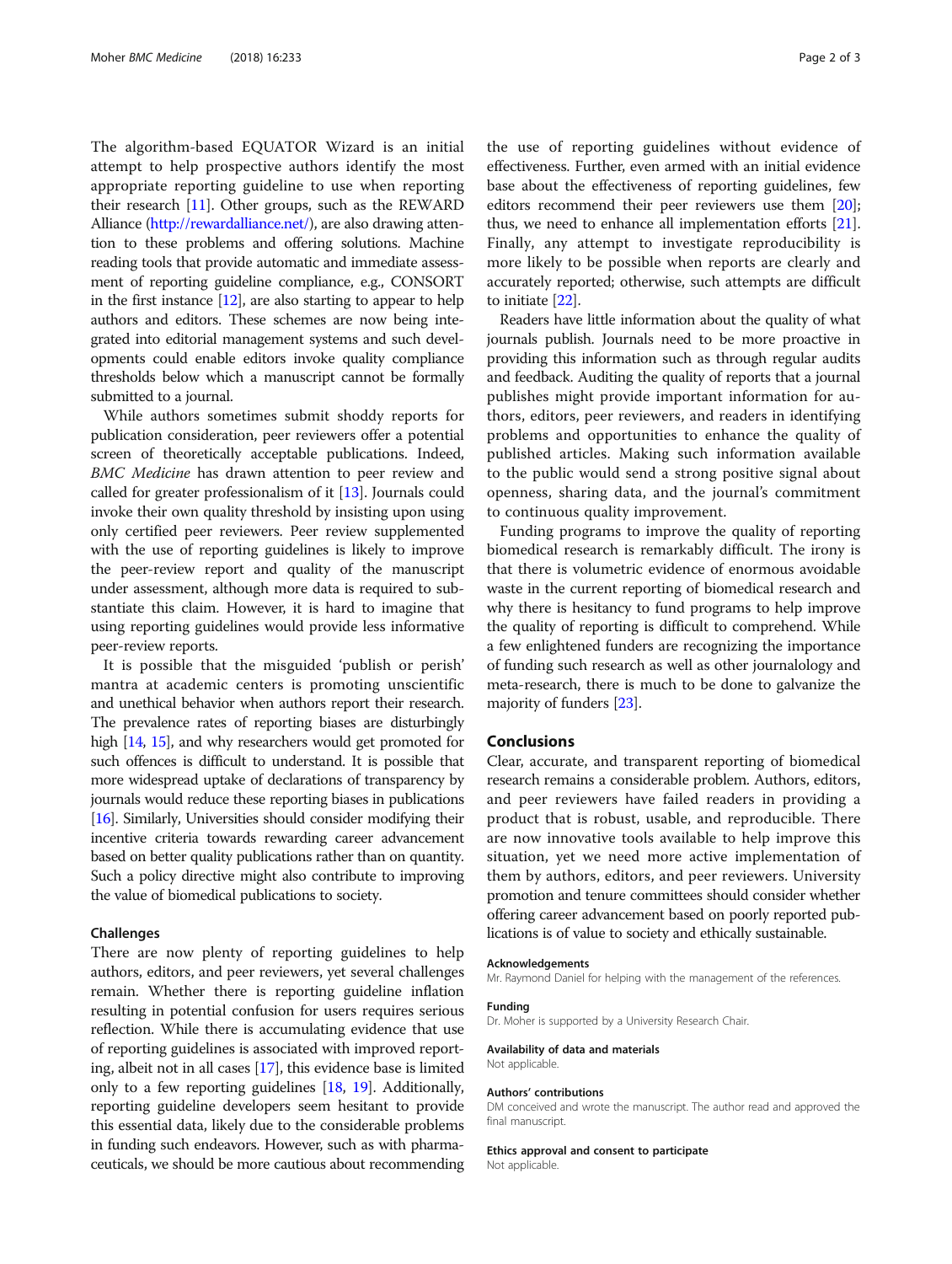The algorithm-based EQUATOR Wizard is an initial attempt to help prospective authors identify the most appropriate reporting guideline to use when reporting their research [11]. Other groups, such as the REWARD Alliance (http://rewardalliance.net/), are also drawing attention to these problems and offering solutions. Machine reading tools that provide automatic and immediate assessment of reporting guideline compliance, e.g., CONSORT in the first instance [12], are also starting to appear to help authors and editors. These schemes are now being integrated into editorial management systems and such developments could enable editors invoke quality compliance thresholds below which a manuscript cannot be formally submitted to a journal.

While authors sometimes submit shoddy reports for publication consideration, peer reviewers offer a potential screen of theoretically acceptable publications. Indeed, *BMC Medicine* has drawn attention to peer review and called for greater professionalism of it [13]. Journals could invoke their own quality threshold by insisting upon using only certified peer reviewers. Peer review supplemented with the use of reporting guidelines is likely to improve the peer-review report and quality of the manuscript under assessment, although more data is required to substantiate this claim. However, it is hard to imagine that using reporting guidelines would provide less informative peer-review reports.

It is possible that the misguided 'publish or perish' mantra at academic centers is promoting unscientific and unethical behavior when authors report their research. The prevalence rates of reporting biases are disturbingly high [14, 15], and why researchers would get promoted for such offences is difficult to understand. It is possible that more widespread uptake of declarations of transparency by journals would reduce these reporting biases in publications [16]. Similarly, Universities should consider modifying their incentive criteria towards rewarding career advancement based on better quality publications rather than on quantity. Such a policy directive might also contribute to improving the value of biomedical publications to society.

### Challenges

There are now plenty of reporting guidelines to help authors, editors, and peer reviewers, yet several challenges remain. Whether there is reporting guideline inflation resulting in potential confusion for users requires serious reflection. While there is accumulating evidence that use of reporting guidelines is associated with improved reporting, albeit not in all cases [17], this evidence base is limited only to a few reporting guidelines [18, 19]. Additionally, reporting guideline developers seem hesitant to provide this essential data, likely due to the considerable problems in funding such endeavors. However, such as with pharmaceuticals, we should be more cautious about recommending the use of reporting guidelines without evidence of effectiveness. Further, even armed with an initial evidence base about the effectiveness of reporting guidelines, few editors recommend their peer reviewers use them [20]; thus, we need to enhance all implementation efforts [21]. Finally, any attempt to investigate reproducibility is more likely to be possible when reports are clearly and accurately reported; otherwise, such attempts are difficult to initiate [22].

Readers have little information about the quality of what journals publish. Journals need to be more proactive in providing this information such as through regular audits and feedback. Auditing the quality of reports that a journal publishes might provide important information for authors, editors, peer reviewers, and readers in identifying problems and opportunities to enhance the quality of published articles. Making such information available to the public would send a strong positive signal about openness, sharing data, and the journal's commitment to continuous quality improvement.

Funding programs to improve the quality of reporting biomedical research is remarkably difficult. The irony is that there is volumetric evidence of enormous avoidable waste in the current reporting of biomedical research and why there is hesitancy to fund programs to help improve the quality of reporting is difficult to comprehend. While a few enlightened funders are recognizing the importance of funding such research as well as other journalology and meta-research, there is much to be done to galvanize the majority of funders [23].

## Conclusions

Clear, accurate, and transparent reporting of biomedical research remains a considerable problem. Authors, editors, and peer reviewers have failed readers in providing a product that is robust, usable, and reproducible. There are now innovative tools available to help improve this situation, yet we need more active implementation of them by authors, editors, and peer reviewers. University promotion and tenure committees should consider whether offering career advancement based on poorly reported publications is of value to society and ethically sustainable.

#### Acknowledgements

Mr. Raymond Daniel for helping with the management of the references.

#### Funding

Dr. Moher is supported by a University Research Chair.

#### Availability of data and materials

Not applicable.

#### Authors' contributions

DM conceived and wrote the manuscript. The author read and approved the final manuscript.

#### Ethics approval and consent to participate

Not applicable.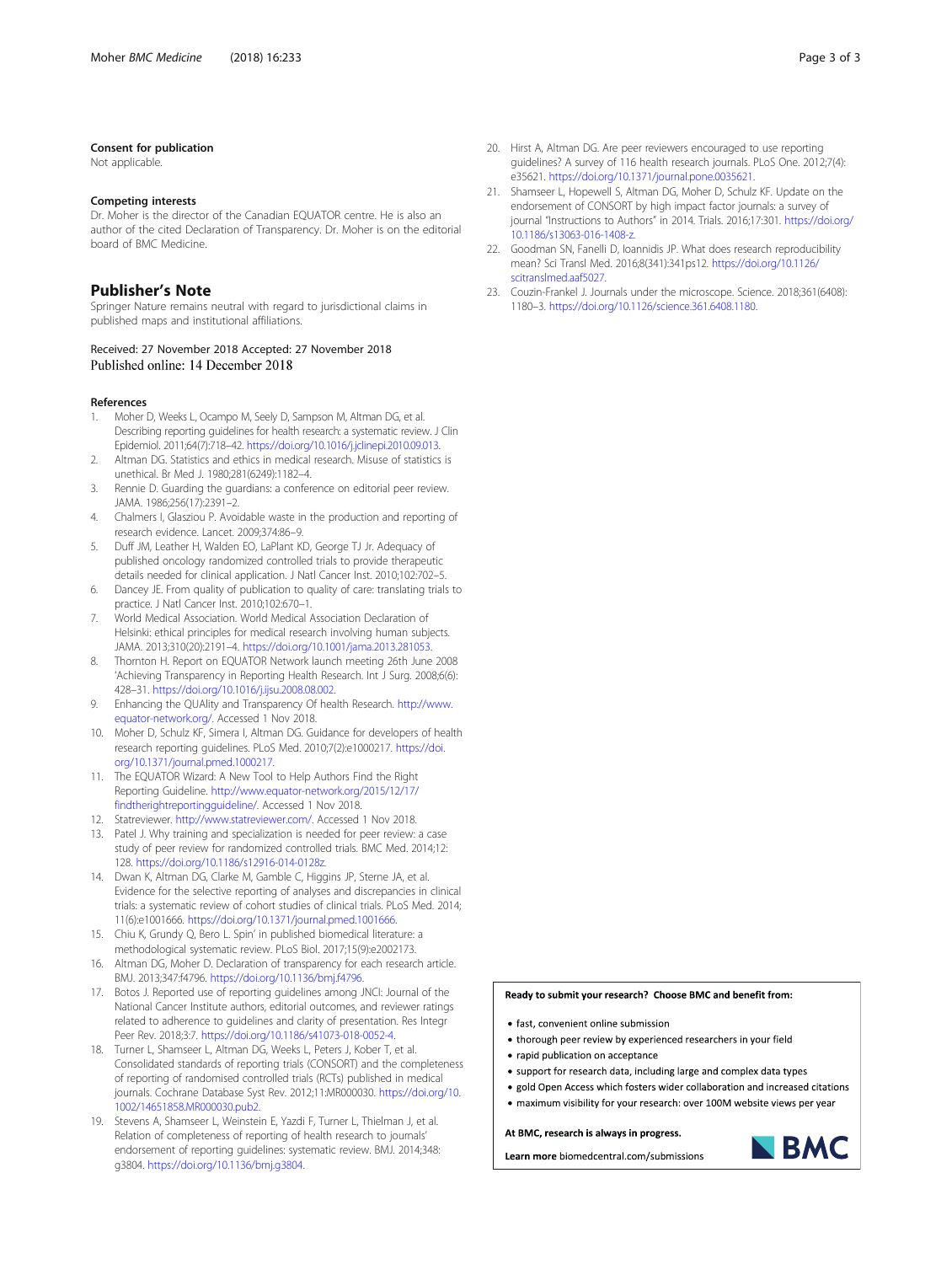### Consent for publication

Not applicable.

### Competing interests

Dr. Moher is the director of the Canadian EQUATOR centre. He is also an author of the cited Declaration of Transparency. Dr. Moher is on the editorial board of BMC Medicine.

## Publisher's Note

Springer Nature remains neutral with regard to jurisdictional claims in published maps and institutional affiliations.

Received: 27 November 2018 Accepted: 27 November 2018
Published online: 14 December 2018

### References

1. Moher D, Weeks L, Ocampo M, Seely D, Sampson M, Altman DG, et al. Describing reporting guidelines for health research: a systematic review. J Clin Epidemiol. 2011;64(7):718–42. https://doi.org/10.1016/j.jclinepi.2010.09.013.
2. Altman DG. Statistics and ethics in medical research. Misuse of statistics is unethical. Br Med J. 1980;281(6249):1182–4.
3. Rennie D. Guarding the guardians: a conference on editorial peer review. JAMA. 1986;256(17):2391–2.
4. Chalmers I, Glasziou P. Avoidable waste in the production and reporting of research evidence. Lancet. 2009;374:86–9.
5. Duff JM, Leather H, Walden EO, LaPlant KD, George TJ Jr. Adequacy of published oncology randomized controlled trials to provide therapeutic details needed for clinical application. J Natl Cancer Inst. 2010;102:702–5.
6. Dancey JE. From quality of publication to quality of care: translating trials to practice. J Natl Cancer Inst. 2010;102:670–1.
7. World Medical Association. World Medical Association Declaration of Helsinki: ethical principles for medical research involving human subjects. JAMA. 2013;310(20):2191–4. https://doi.org/10.1001/jama.2013.281053.
8. Thornton H. Report on EQUATOR Network launch meeting 26th June 2008 'Achieving Transparency in Reporting Health Research. Int J Surg. 2008;6(6):428–31. https://doi.org/10.1016/j.ijsu.2008.08.002.
9. Enhancing the QUAlity and Transparency Of health Research. http://www.equator-network.org/. Accessed 1 Nov 2018.
10. Moher D, Schulz KF, Simera I, Altman DG. Guidance for developers of health research reporting guidelines. PLoS Med. 2010;7(2):e1000217. https://doi.org/10.1371/journal.pmed.1000217.
11. The EQUATOR Wizard: A New Tool to Help Authors Find the Right Reporting Guideline. http://www.equator-network.org/2015/12/17/findtherightreportingguideline/. Accessed 1 Nov 2018.
12. Statreviewer. http://www.statreviewer.com/. Accessed 1 Nov 2018.
13. Patel J. Why training and specialization is needed for peer review: a case study of peer review for randomized controlled trials. BMC Med. 2014;12:128. https://doi.org/10.1186/s12916-014-0128z.
14. Dwan K, Altman DG, Clarke M, Gamble C, Higgins JP, Sterne JA, et al. Evidence for the selective reporting of analyses and discrepancies in clinical trials: a systematic review of cohort studies of clinical trials. PLoS Med. 2014;11(6):e1001666. https://doi.org/10.1371/journal.pmed.1001666.
15. Chiu K, Grundy Q, Bero L. Spin' in published biomedical literature: a methodological systematic review. PLoS Biol. 2017;15(9):e2002173.
16. Altman DG, Moher D. Declaration of transparency for each research article. BMJ. 2013;347:f4796. https://doi.org/10.1136/bmj.f4796.
17. Botos J. Reported use of reporting guidelines among JNCI: Journal of the National Cancer Institute authors, editorial outcomes, and reviewer ratings related to adherence to guidelines and clarity of presentation. Res Integr Peer Rev. 2018;3:7. https://doi.org/10.1186/s41073-018-0052-4.
18. Turner L, Shamseer L, Altman DG, Weeks L, Peters J, Kober T, et al. Consolidated standards of reporting trials (CONSORT) and the completeness of reporting of randomised controlled trials (RCTs) published in medical journals. Cochrane Database Syst Rev. 2012;11:MR000030. https://doi.org/10.1002/14651858.MR000030.pub2.
19. Stevens A, Shamseer L, Weinstein E, Yazdi F, Turner L, Thielman J, et al. Relation of completeness of reporting of health research to journals' endorsement of reporting guidelines: systematic review. BMJ. 2014;348:g3804. https://doi.org/10.1136/bmj.g3804.
20. Hirst A, Altman DG. Are peer reviewers encouraged to use reporting guidelines? A survey of 116 health research journals. PLoS One. 2012;7(4):e35621. https://doi.org/10.1371/journal.pone.0035621.
21. Shamseer L, Hopewell S, Altman DG, Moher D, Schulz KF. Update on the endorsement of CONSORT by high impact factor journals: a survey of journal "Instructions to Authors" in 2014. Trials. 2016;17:301. https://doi.org/10.1186/s13063-016-1408-z.
22. Goodman SN, Fanelli D, Ioannidis JP. What does research reproducibility mean? Sci Transl Med. 2016;8(341):341ps12. https://doi.org/10.1126/scitranslmed.aaf5027.
23. Couzin-Frankel J. Journals under the microscope. Science. 2018;361(6408):1180–3. https://doi.org/10.1126/science.361.6408.1180.

**Ready to submit your research? Choose BMC and benefit from:**

- fast, convenient online submission
- thorough peer review by experienced researchers in your field
- rapid publication on acceptance
- support for research data, including large and complex data types
- gold Open Access which fosters wider collaboration and increased citations
- maximum visibility for your research: over 100M website views per year

**At BMC, research is always in progress.**

**Learn more** biomedcentral.com/submissions

BMC